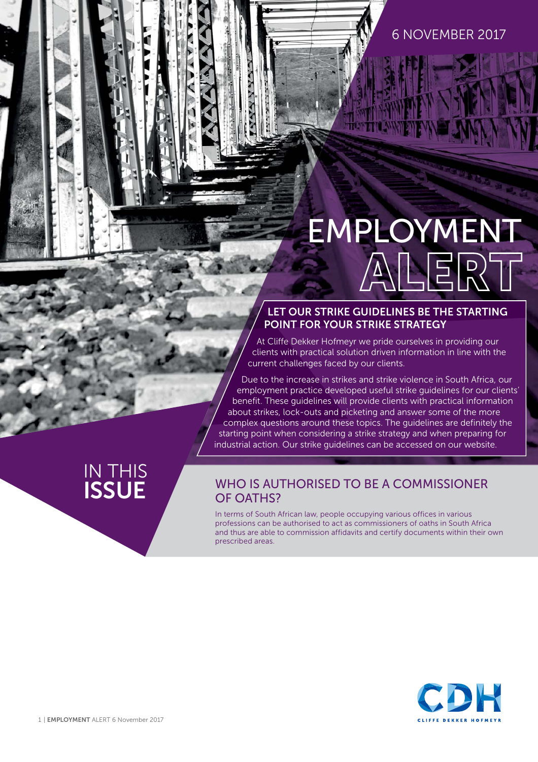6 NOVEMBER 2017

# EMPLOYMENT ALERT

## LET OUR STRIKE GUIDELINES BE THE STARTING POINT FOR YOUR STRIKE STRATEGY

At Cliffe Dekker Hofmeyr we pride ourselves in providing our clients with practical solution driven information in line with the current challenges faced by our clients.

Due to the increase in strikes and strike violence in South Africa, our employment practice developed useful strike guidelines for our clients' benefit. These guidelines will provide clients with practical information about strikes, lock-outs and picketing and answer some of the more complex questions around these topics. The guidelines are definitely the starting point when considering a strike strategy and when preparing for industrial action. Our strike guidelines can be accessed on our website.

## IN THIS ISSUE

### WHO IS AUTHORISED TO BE A COMMISSIONER OF OATHS?

In terms of South African law, people occupying various offices in various professions can be authorised to act as commissioners of oaths in South Africa and thus are able to commission affidavits and certify documents within their own prescribed areas.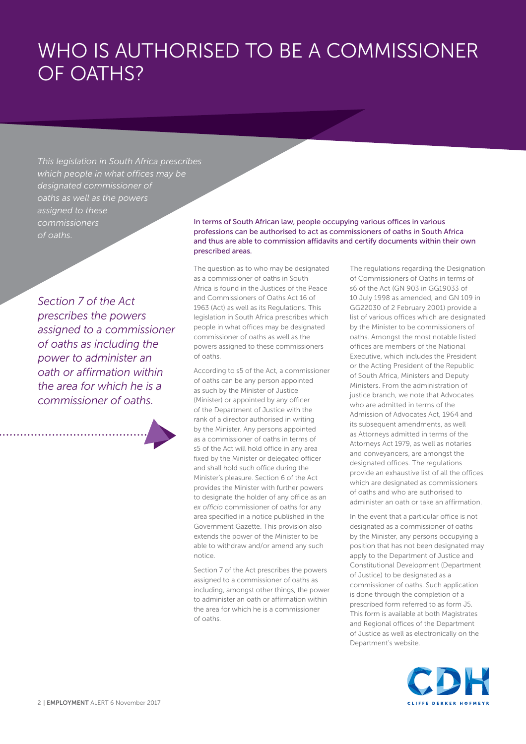# WHO IS AUTHORISED TO BE A COMMISSIONER OF OATHS?

*This legislation in South Africa prescribes which people in what offices may be designated commissioner of oaths as well as the powers assigned to these commissioners of oaths.*

In terms of South African law, people occupying various offices in various professions can be authorised to act as commissioners of oaths in South Africa and thus are able to commission affidavits and certify documents within their own prescribed areas.

The question as to who may be designated as a commissioner of oaths in South Africa is found in the Justices of the Peace and Commissioners of Oaths Act 16 of 1963 (Act) as well as its Regulations. This legislation in South Africa prescribes which people in what offices may be designated commissioner of oaths as well as the powers assigned to these commissioners of oaths.

According to s5 of the Act, a commissioner of oaths can be any person appointed as such by the Minister of Justice (Minister) or appointed by any officer of the Department of Justice with the rank of a director authorised in writing by the Minister. Any persons appointed as a commissioner of oaths in terms of s5 of the Act will hold office in any area fixed by the Minister or delegated officer and shall hold such office during the Minister's pleasure. Section 6 of the Act provides the Minister with further powers to designate the holder of any office as an *ex officio* commissioner of oaths for any area specified in a notice published in the Government Gazette. This provision also extends the power of the Minister to be able to withdraw and/or amend any such notice.

Section 7 of the Act prescribes the powers assigned to a commissioner of oaths as including, amongst other things, the power to administer an oath or affirmation within the area for which he is a commissioner of oaths.

*Section 7 of the Act prescribes the powers assigned to a commissioner of oaths as including the power to administer an oath or affirmation within the area for which he is a commissioner of oaths.*

The regulations regarding the Designation of Commissioners of Oaths in terms of s6 of the Act (GN 903 in GG19033 of 10 July 1998 as amended, and GN 109 in GG22030 of 2 February 2001) provide a list of various offices which are designated by the Minister to be commissioners of oaths. Amongst the most notable listed offices are members of the National Executive, which includes the President or the Acting President of the Republic of South Africa, Ministers and Deputy Ministers. From the administration of justice branch, we note that Advocates who are admitted in terms of the Admission of Advocates Act, 1964 and its subsequent amendments, as well as Attorneys admitted in terms of the Attorneys Act 1979, as well as notaries and conveyancers, are amongst the designated offices. The regulations provide an exhaustive list of all the offices which are designated as commissioners of oaths and who are authorised to administer an oath or take an affirmation.

In the event that a particular office is not designated as a commissioner of oaths by the Minister, any persons occupying a position that has not been designated may apply to the Department of Justice and Constitutional Development (Department of Justice) to be designated as a commissioner of oaths. Such application is done through the completion of a prescribed form referred to as form J5. This form is available at both Magistrates and Regional offices of the Department of Justice as well as electronically on the Department's website.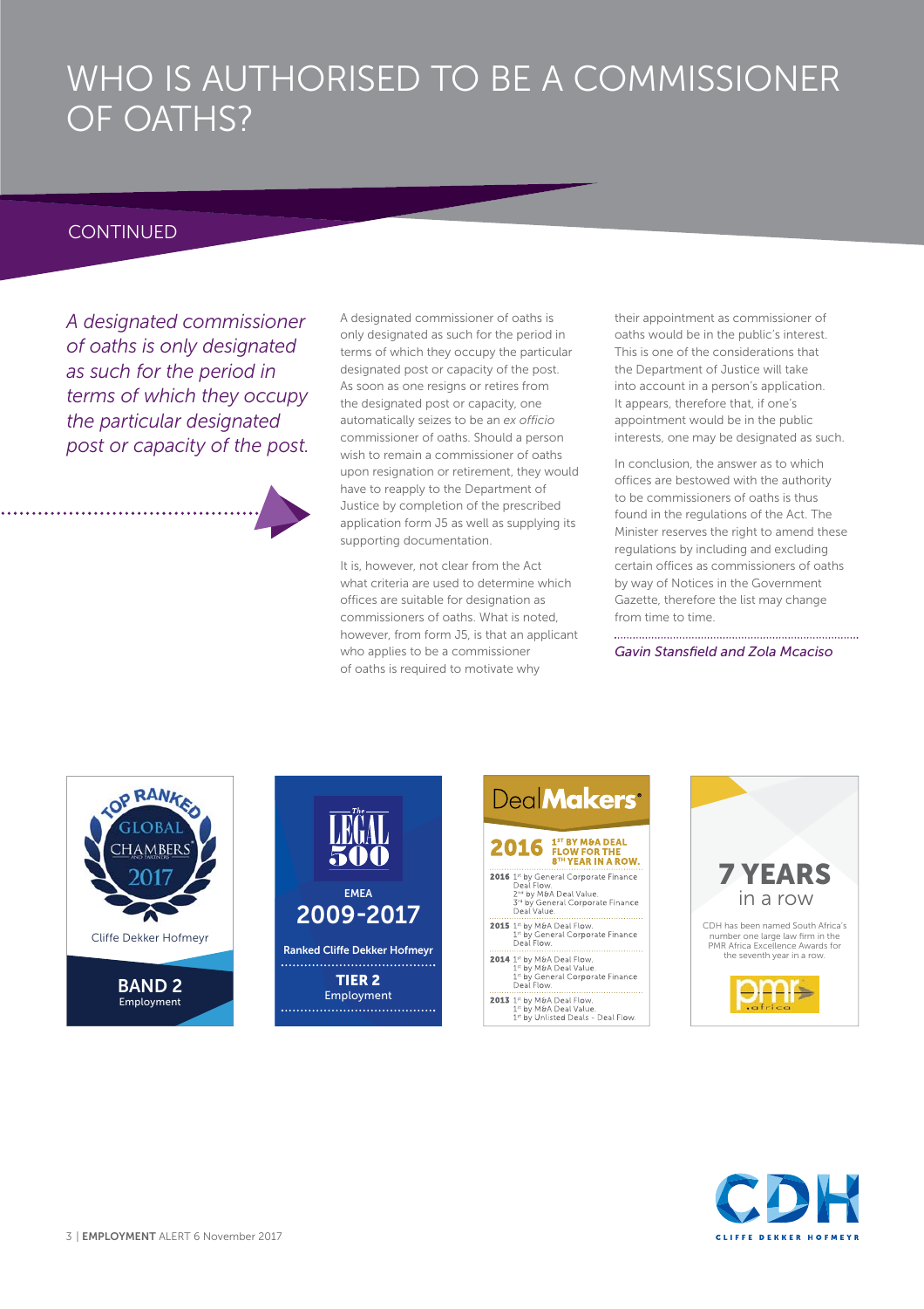# WHO IS AUTHORISED TO BE A COMMISSIONER OF OATHS?

## CONTINUED

*A designated commissioner of oaths is only designated as such for the period in terms of which they occupy the particular designated post or capacity of the post.*

A designated commissioner of oaths is only designated as such for the period in terms of which they occupy the particular designated post or capacity of the post. As soon as one resigns or retires from the designated post or capacity, one automatically seizes to be an *ex officio* commissioner of oaths. Should a person wish to remain a commissioner of oaths upon resignation or retirement, they would have to reapply to the Department of Justice by completion of the prescribed application form J5 as well as supplying its supporting documentation.

It is, however, not clear from the Act what criteria are used to determine which offices are suitable for designation as commissioners of oaths. What is noted, however, from form J5, is that an applicant who applies to be a commissioner of oaths is required to motivate why their appointment as commissioner of oaths would be in the public's interest. This is one of the considerations that the Department of Justice will take into account in a person's application. It appears, therefore that, if one's appointment would be in the public interests, one may be designated as such.

In conclusion, the answer as to which offices are bestowed with the authority to be commissioners of oaths is thus found in the regulations of the Act. The Minister reserves the right to amend these regulations by including and excluding certain offices as commissioners of oaths by way of Notices in the Government Gazette, therefore the list may change from time to time.

*Gavin Stansfield and Zola Mcaciso*

TOP RANKED GLOBAL CHAMBERS AND PARTNERS 2017
Cliffe Dekker Hofmeyr
**BAND 2**
Employment

The LEGAL 500
EMEA
**2009-2017**
Ranked Cliffe Dekker Hofmeyr
**TIER 2**
Employment

DealMakers
**2016** 1ST BY M&A DEAL FLOW FOR THE 8TH YEAR IN A ROW.

**2016** 1st by General Corporate Finance Deal Flow.
2nd by M&A Deal Value.
3rd by General Corporate Finance Deal Value.

**2015** 1st by M&A Deal Flow.
1st by General Corporate Finance Deal Flow.

**2014** 1st by M&A Deal Flow.
1st by M&A Deal Value.
1st by General Corporate Finance Deal Flow.

**2013** 1st by M&A Deal Flow.
1st by M&A Deal Value.
1st by Unlisted Deals - Deal Flow.

**7 YEARS** in a row

CDH has been named South Africa's number one large law firm in the PMR Africa Excellence Awards for the seventh year in a row.

pmr africa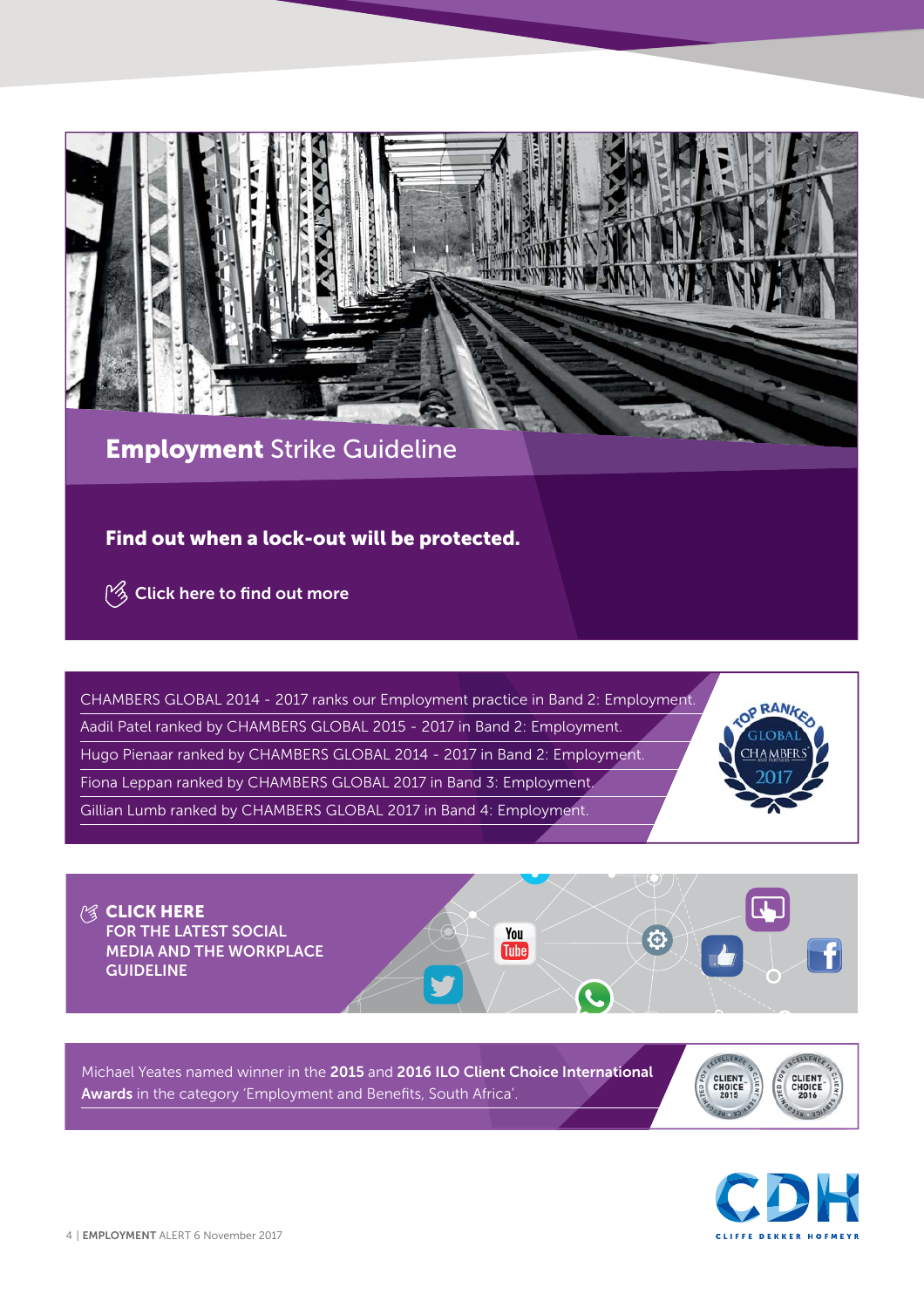## **Employment** Strike Guideline

**Find out when a lock-out will be protected.**

Click here to find out more

CHAMBERS GLOBAL 2014 - 2017 ranks our Employment practice in Band 2: Employment.

Aadil Patel ranked by CHAMBERS GLOBAL 2015 - 2017 in Band 2: Employment.

Hugo Pienaar ranked by CHAMBERS GLOBAL 2014 - 2017 in Band 2: Employment.

Fiona Leppan ranked by CHAMBERS GLOBAL 2017 in Band 3: Employment.

Gillian Lumb ranked by CHAMBERS GLOBAL 2017 in Band 4: Employment.

**CLICK HERE FOR THE LATEST SOCIAL MEDIA AND THE WORKPLACE GUIDELINE**

Michael Yeates named winner in the **2015** and **2016 ILO Client Choice International Awards** in the category 'Employment and Benefits, South Africa'.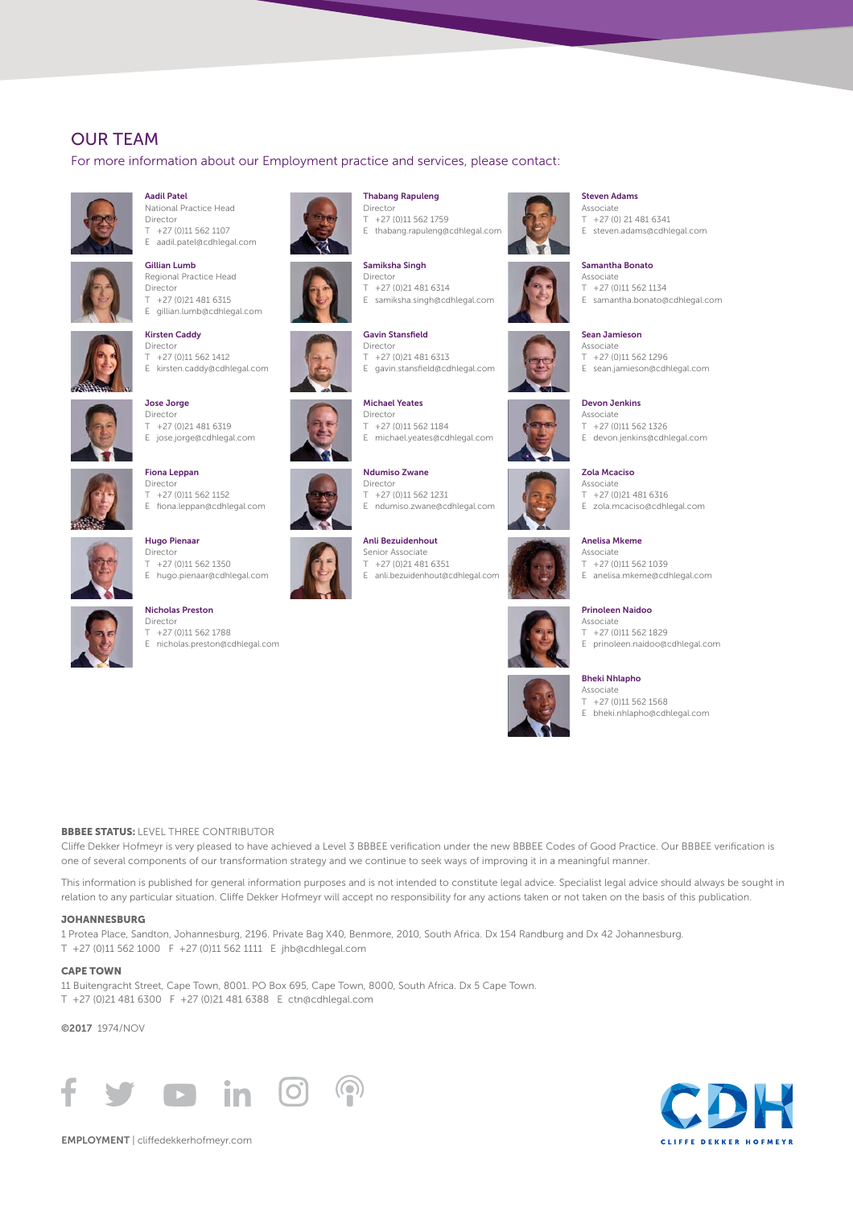## OUR TEAM

For more information about our Employment practice and services, please contact:

**Aadil Patel**
National Practice Head
Director
T +27 (0)11 562 1107
E aadil.patel@cdhlegal.com

**Gillian Lumb**
Regional Practice Head
Director
T +27 (0)21 481 6315
E gillian.lumb@cdhlegal.com

**Kirsten Caddy**
Director
T +27 (0)11 562 1412
E kirsten.caddy@cdhlegal.com

**Jose Jorge**
Director
T +27 (0)21 481 6319
E jose.jorge@cdhlegal.com

**Fiona Leppan**
Director
T +27 (0)11 562 1152
E fiona.leppan@cdhlegal.com

**Hugo Pienaar**
Director
T +27 (0)11 562 1350
E hugo.pienaar@cdhlegal.com

**Nicholas Preston**
Director
T +27 (0)11 562 1788
E nicholas.preston@cdhlegal.com

**Thabang Rapuleng**
Director
T +27 (0)11 562 1759
E thabang.rapuleng@cdhlegal.com

**Samiksha Singh**
Director
T +27 (0)21 481 6314
E samiksha.singh@cdhlegal.com

**Gavin Stansfield**
Director
T +27 (0)21 481 6313
E gavin.stansfield@cdhlegal.com

**Michael Yeates**
Director
T +27 (0)11 562 1184
E michael.yeates@cdhlegal.com

**Ndumiso Zwane**
Director
T +27 (0)11 562 1231
E ndumiso.zwane@cdhlegal.com

**Anli Bezuidenhout**
Senior Associate
T +27 (0)21 481 6351
E anli.bezuidenhout@cdhlegal.com

**Steven Adams**
Associate
T +27 (0) 21 481 6341
E steven.adams@cdhlegal.com

**Samantha Bonato**
Associate
T +27 (0)11 562 1134
E samantha.bonato@cdhlegal.com

**Sean Jamieson**
Associate
T +27 (0)11 562 1296
E sean.jamieson@cdhlegal.com

**Devon Jenkins**
Associate
T +27 (0)11 562 1326
E devon.jenkins@cdhlegal.com

**Zola Mcaciso**
Associate
T +27 (0)21 481 6316
E zola.mcaciso@cdhlegal.com

**Anelisa Mkeme**
Associate
T +27 (0)11 562 1039
E anelisa.mkeme@cdhlegal.com

**Prinoleen Naidoo**
Associate
T +27 (0)11 562 1829
E prinoleen.naidoo@cdhlegal.com

**Bheki Nhlapho**
Associate
T +27 (0)11 562 1568
E bheki.nhlapho@cdhlegal.com

**BBBEE STATUS:** LEVEL THREE CONTRIBUTOR

Cliffe Dekker Hofmeyr is very pleased to have achieved a Level 3 BBBEE verification under the new BBBEE Codes of Good Practice. Our BBBEE verification is one of several components of our transformation strategy and we continue to seek ways of improving it in a meaningful manner.

This information is published for general information purposes and is not intended to constitute legal advice. Specialist legal advice should always be sought in relation to any particular situation. Cliffe Dekker Hofmeyr will accept no responsibility for any actions taken or not taken on the basis of this publication.

**JOHANNESBURG**

1 Protea Place, Sandton, Johannesburg, 2196. Private Bag X40, Benmore, 2010, South Africa. Dx 154 Randburg and Dx 42 Johannesburg.
T +27 (0)11 562 1000 F +27 (0)11 562 1111 E jhb@cdhlegal.com

**CAPE TOWN**

11 Buitengracht Street, Cape Town, 8001. PO Box 695, Cape Town, 8000, South Africa. Dx 5 Cape Town.
T +27 (0)21 481 6300 F +27 (0)21 481 6388 E ctn@cdhlegal.com

**©2017** 1974/NOV

CLIFFE DEKKER HOFMEYR